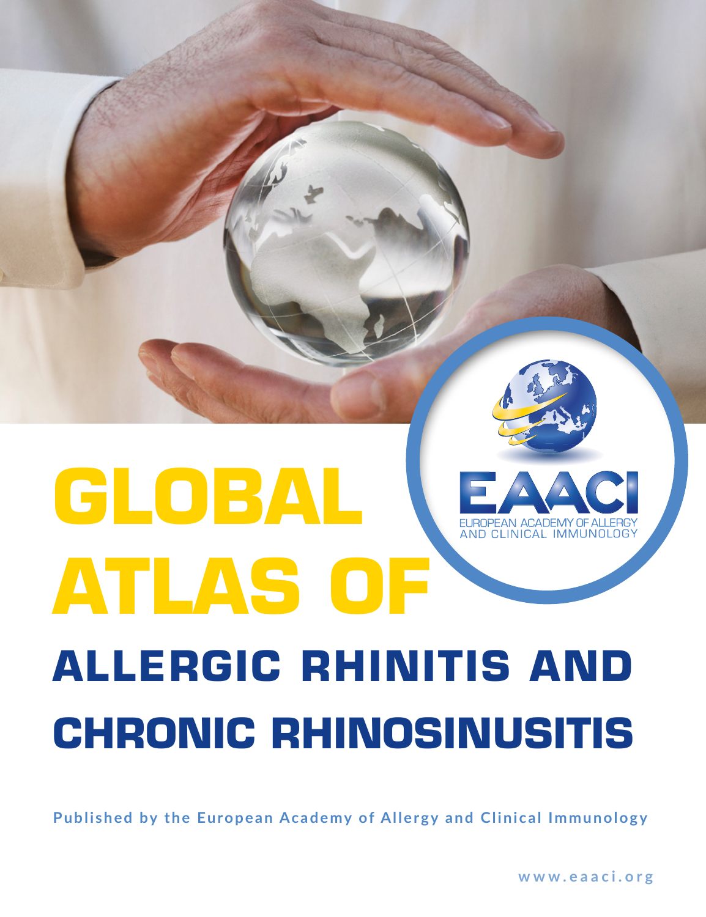# GLOBAL ATLAS OF ALLERGIC RHINITIS AND CHRONIC RHINOSINUSITIS

EAACI

EUROPEAN ACADEMY OF ALLERGY AND CLINICAL IMMUNOLOGY

**Published by the European Academy of Allergy and Clinical Immunology**

www.eaaci.org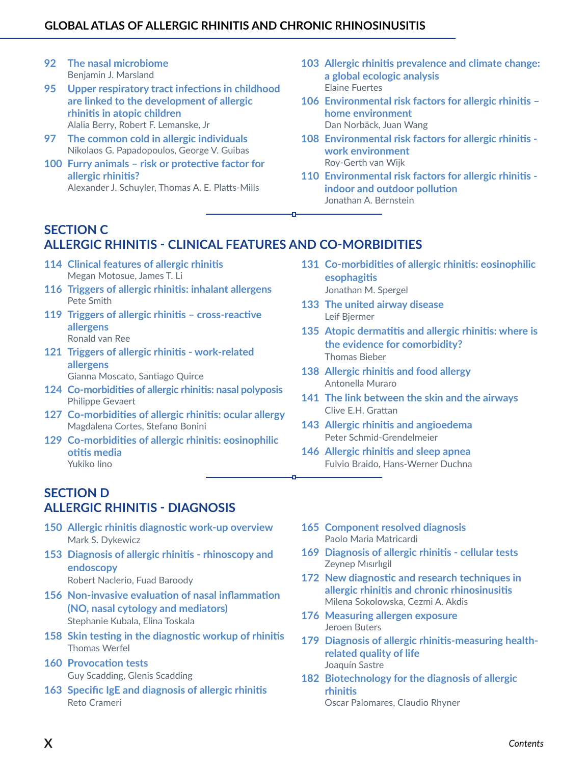92 **The nasal microbiome**
Benjamin J. Marsland

95 **Upper respiratory tract infections in childhood are linked to the development of allergic rhinitis in atopic children**
Alalia Berry, Robert F. Lemanske, Jr

97 **The common cold in allergic individuals**
Nikolaos G. Papadopoulos, George V. Guibas

100 **Furry animals – risk or protective factor for allergic rhinitis?**
Alexander J. Schuyler, Thomas A. E. Platts-Mills

103 **Allergic rhinitis prevalence and climate change: a global ecologic analysis**
Elaine Fuertes

106 **Environmental risk factors for allergic rhinitis – home environment**
Dan Norbäck, Juan Wang

108 **Environmental risk factors for allergic rhinitis - work environment**
Roy-Gerth van Wijk

110 **Environmental risk factors for allergic rhinitis - indoor and outdoor pollution**
Jonathan A. Bernstein

## SECTION C
## ALLERGIC RHINITIS - CLINICAL FEATURES AND CO-MORBIDITIES

114 **Clinical features of allergic rhinitis**
Megan Motosue, James T. Li

116 **Triggers of allergic rhinitis: inhalant allergens**
Pete Smith

119 **Triggers of allergic rhinitis – cross-reactive allergens**
Ronald van Ree

121 **Triggers of allergic rhinitis - work-related allergens**
Gianna Moscato, Santiago Quirce

124 **Co-morbidities of allergic rhinitis: nasal polyposis**
Philippe Gevaert

127 **Co-morbidities of allergic rhinitis: ocular allergy**
Magdalena Cortes, Stefano Bonini

129 **Co-morbidities of allergic rhinitis: eosinophilic otitis media**
Yukiko Iino

131 **Co-morbidities of allergic rhinitis: eosinophilic esophagitis**
Jonathan M. Spergel

133 **The united airway disease**
Leif Bjermer

135 **Atopic dermatitis and allergic rhinitis: where is the evidence for comorbidity?**
Thomas Bieber

138 **Allergic rhinitis and food allergy**
Antonella Muraro

141 **The link between the skin and the airways**
Clive E.H. Grattan

143 **Allergic rhinitis and angioedema**
Peter Schmid-Grendelmeier

146 **Allergic rhinitis and sleep apnea**
Fulvio Braido, Hans-Werner Duchna

## SECTION D
## ALLERGIC RHINITIS - DIAGNOSIS

150 **Allergic rhinitis diagnostic work-up overview**
Mark S. Dykewicz

153 **Diagnosis of allergic rhinitis - rhinoscopy and endoscopy**
Robert Naclerio, Fuad Baroody

156 **Non-invasive evaluation of nasal inflammation (NO, nasal cytology and mediators)**
Stephanie Kubala, Elina Toskala

158 **Skin testing in the diagnostic workup of rhinitis**
Thomas Werfel

160 **Provocation tests**
Guy Scadding, Glenis Scadding

163 **Specific IgE and diagnosis of allergic rhinitis**
Reto Crameri

165 **Component resolved diagnosis**
Paolo Maria Matricardi

169 **Diagnosis of allergic rhinitis - cellular tests**
Zeynep Mısırlıgil

172 **New diagnostic and research techniques in allergic rhinitis and chronic rhinosinusitis**
Milena Sokolowska, Cezmi A. Akdis

176 **Measuring allergen exposure**
Jeroen Buters

179 **Diagnosis of allergic rhinitis-measuring health-related quality of life**
Joaquín Sastre

182 **Biotechnology for the diagnosis of allergic rhinitis**
Oscar Palomares, Claudio Rhyner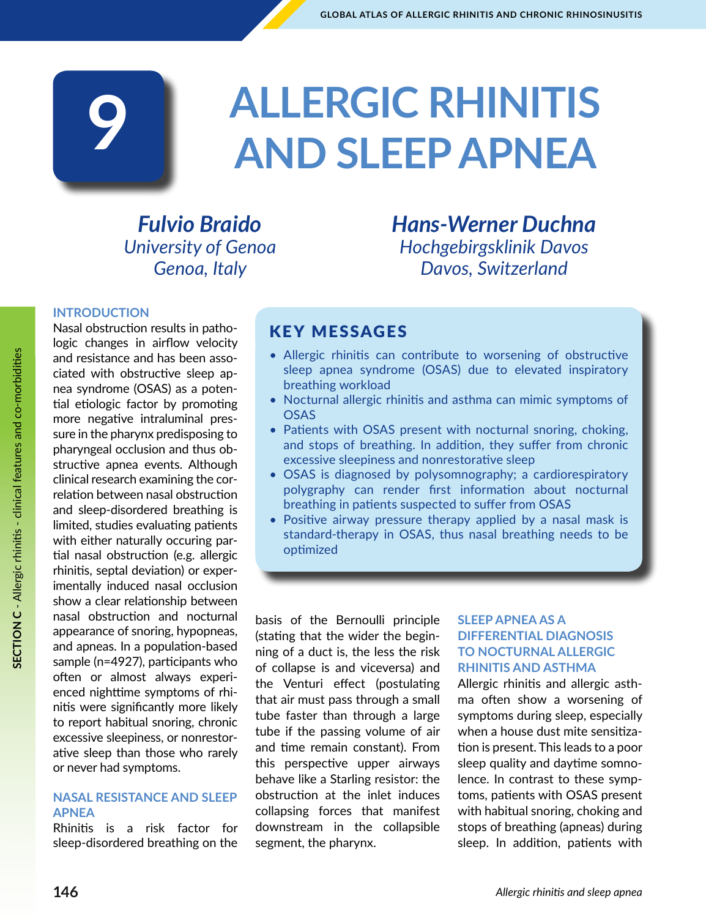# 9 ALLERGIC RHINITIS AND SLEEP APNEA

***Fulvio Braido***
*University of Genoa*
*Genoa, Italy*

***Hans-Werner Duchna***
*Hochgebirgsklinik Davos*
*Davos, Switzerland*

## KEY MESSAGES

- Allergic rhinitis can contribute to worsening of obstructive sleep apnea syndrome (OSAS) due to elevated inspiratory breathing workload
- Nocturnal allergic rhinitis and asthma can mimic symptoms of OSAS
- Patients with OSAS present with nocturnal snoring, choking, and stops of breathing. In addition, they suffer from chronic excessive sleepiness and nonrestorative sleep
- OSAS is diagnosed by polysomnography; a cardiorespiratory polygraphy can render first information about nocturnal breathing in patients suspected to suffer from OSAS
- Positive airway pressure therapy applied by a nasal mask is standard-therapy in OSAS, thus nasal breathing needs to be optimized

## INTRODUCTION

Nasal obstruction results in pathologic changes in airflow velocity and resistance and has been associated with obstructive sleep apnea syndrome (OSAS) as a potential etiologic factor by promoting more negative intraluminal pressure in the pharynx predisposing to pharyngeal occlusion and thus obstructive apnea events. Although clinical research examining the correlation between nasal obstruction and sleep-disordered breathing is limited, studies evaluating patients with either naturally occuring partial nasal obstruction (e.g. allergic rhinitis, septal deviation) or experimentally induced nasal occlusion show a clear relationship between nasal obstruction and nocturnal appearance of snoring, hypopneas, and apneas. In a population-based sample (n=4927), participants who often or almost always experienced nighttime symptoms of rhinitis were significantly more likely to report habitual snoring, chronic excessive sleepiness, or nonrestorative sleep than those who rarely or never had symptoms.

## NASAL RESISTANCE AND SLEEP APNEA

Rhinitis is a risk factor for sleep-disordered breathing on the basis of the Bernoulli principle (stating that the wider the beginning of a duct is, the less the risk of collapse is and viceversa) and the Venturi effect (postulating that air must pass through a small tube faster than through a large tube if the passing volume of air and time remain constant). From this perspective upper airways behave like a Starling resistor: the obstruction at the inlet induces collapsing forces that manifest downstream in the collapsible segment, the pharynx.

## SLEEP APNEA AS A DIFFERENTIAL DIAGNOSIS TO NOCTURNAL ALLERGIC RHINITIS AND ASTHMA

Allergic rhinitis and allergic asthma often show a worsening of symptoms during sleep, especially when a house dust mite sensitization is present. This leads to a poor sleep quality and daytime somnolence. In contrast to these symptoms, patients with OSAS present with habitual snoring, choking and stops of breathing (apneas) during sleep. In addition, patients with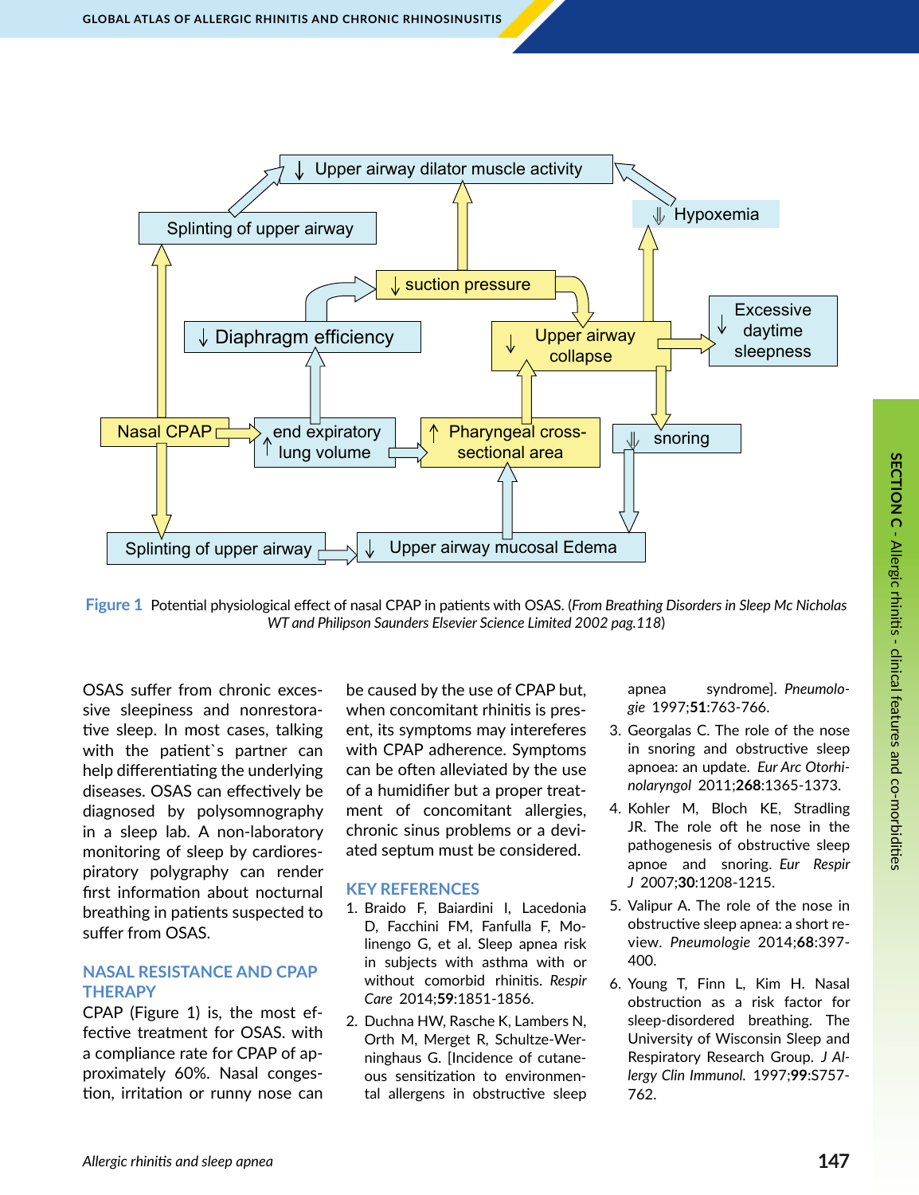Figure 1 Potential physiological effect of nasal CPAP in patients with OSAS. (*From Breathing Disorders in Sleep Mc Nicholas WT and Philipson Saunders Elsevier Science Limited 2002 pag.118*)

OSAS suffer from chronic excessive sleepiness and nonrestorative sleep. In most cases, talking with the patient`s partner can help differentiating the underlying diseases. OSAS can effectively be diagnosed by polysomnography in a sleep lab. A non-laboratory monitoring of sleep by cardiorespiratory polygraphy can render first information about nocturnal breathing in patients suspected to suffer from OSAS.

## NASAL RESISTANCE AND CPAP THERAPY

CPAP (Figure 1) is, the most effective treatment for OSAS. with a compliance rate for CPAP of approximately 60%. Nasal congestion, irritation or runny nose can be caused by the use of CPAP but, when concomitant rhinitis is present, its symptoms may intereferes with CPAP adherence. Symptoms can be often alleviated by the use of a humidifier but a proper treatment of concomitant allergies, chronic sinus problems or a deviated septum must be considered.

## KEY REFERENCES

1. Braido F, Baiardini I, Lacedonia D, Facchini FM, Fanfulla F, Molinengo G, et al. Sleep apnea risk in subjects with asthma with or without comorbid rhinitis. *Respir Care* 2014;**59**:1851-1856.
2. Duchna HW, Rasche K, Lambers N, Orth M, Merget R, Schultze-Werninghaus G. [Incidence of cutaneous sensitization to environmental allergens in obstructive sleep apnea syndrome]. *Pneumologie* 1997;**51**:763-766.
3. Georgalas C. The role of the nose in snoring and obstructive sleep apnoea: an update. *Eur Arc Otorhinolaryngol* 2011;**268**:1365-1373.
4. Kohler M, Bloch KE, Stradling JR. The role oft he nose in the pathogenesis of obstructive sleep apnoe and snoring. *Eur Respir J* 2007;**30**:1208-1215.
5. Valipur A. The role of the nose in obstructive sleep apnea: a short review. *Pneumologie* 2014;**68**:397-400.
6. Young T, Finn L, Kim H. Nasal obstruction as a risk factor for sleep-disordered breathing. The University of Wisconsin Sleep and Respiratory Research Group. *J Allergy Clin Immunol.* 1997;**99**:S757-762.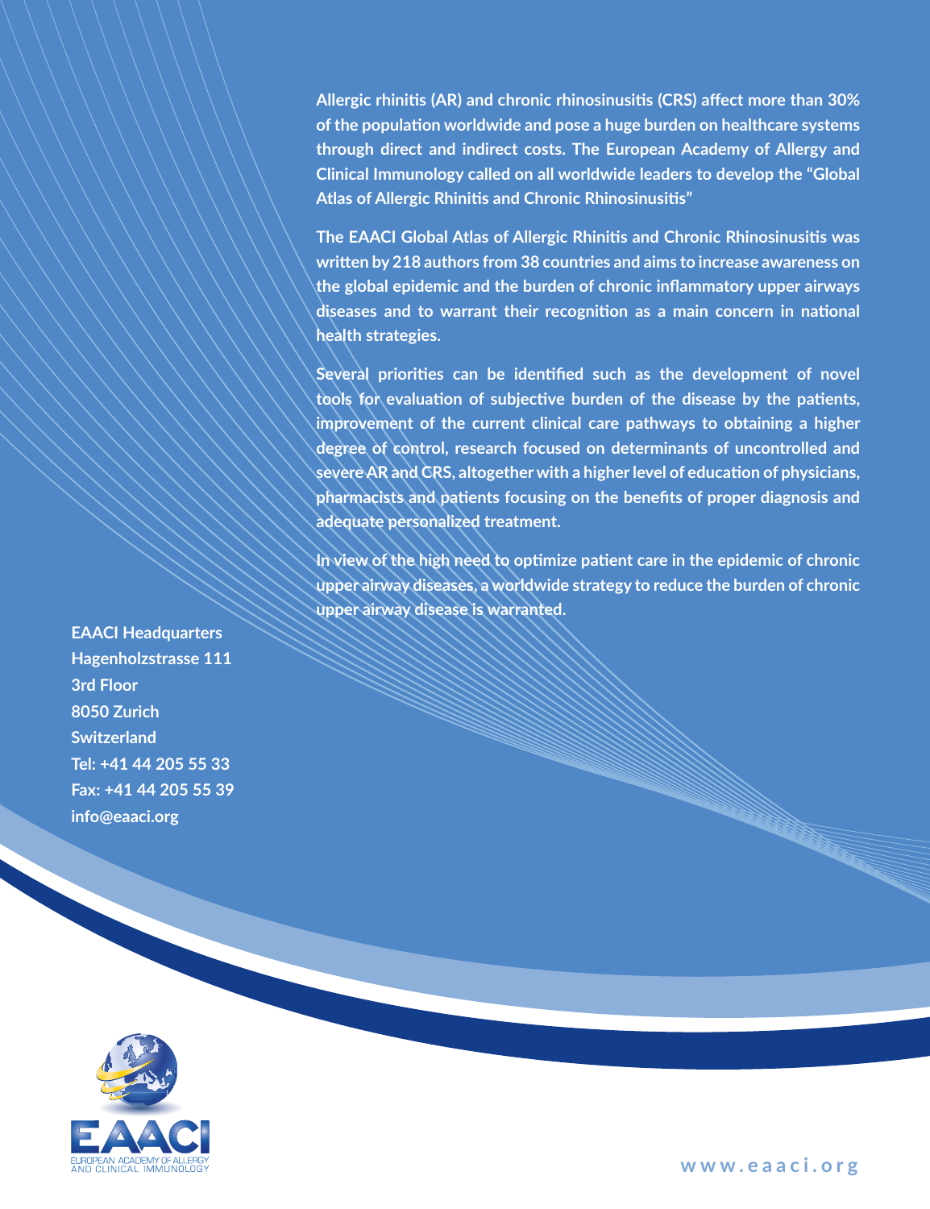**Allergic rhinitis (AR) and chronic rhinosinusitis (CRS) affect more than 30% of the population worldwide and pose a huge burden on healthcare systems through direct and indirect costs. The European Academy of Allergy and Clinical Immunology called on all worldwide leaders to develop the "Global Atlas of Allergic Rhinitis and Chronic Rhinosinusitis"**

**The EAACI Global Atlas of Allergic Rhinitis and Chronic Rhinosinusitis was written by 218 authors from 38 countries and aims to increase awareness on the global epidemic and the burden of chronic inflammatory upper airways diseases and to warrant their recognition as a main concern in national health strategies.**

**Several priorities can be identified such as the development of novel tools for evaluation of subjective burden of the disease by the patients, improvement of the current clinical care pathways to obtaining a higher degree of control, research focused on determinants of uncontrolled and severe AR and CRS, altogether with a higher level of education of physicians, pharmacists and patients focusing on the benefits of proper diagnosis and adequate personalized treatment.**

**In view of the high need to optimize patient care in the epidemic of chronic upper airway diseases, a worldwide strategy to reduce the burden of chronic upper airway disease is warranted.**

**EAACI Headquarters**
**Hagenholzstrasse 111**
**3rd Floor**
**8050 Zurich**
**Switzerland**
**Tel: +41 44 205 55 33**
**Fax: +41 44 205 55 39**
**info@eaaci.org**

EAACI
EUROPEAN ACADEMY OF ALLERGY AND CLINICAL IMMUNOLOGY

**www.eaaci.org**